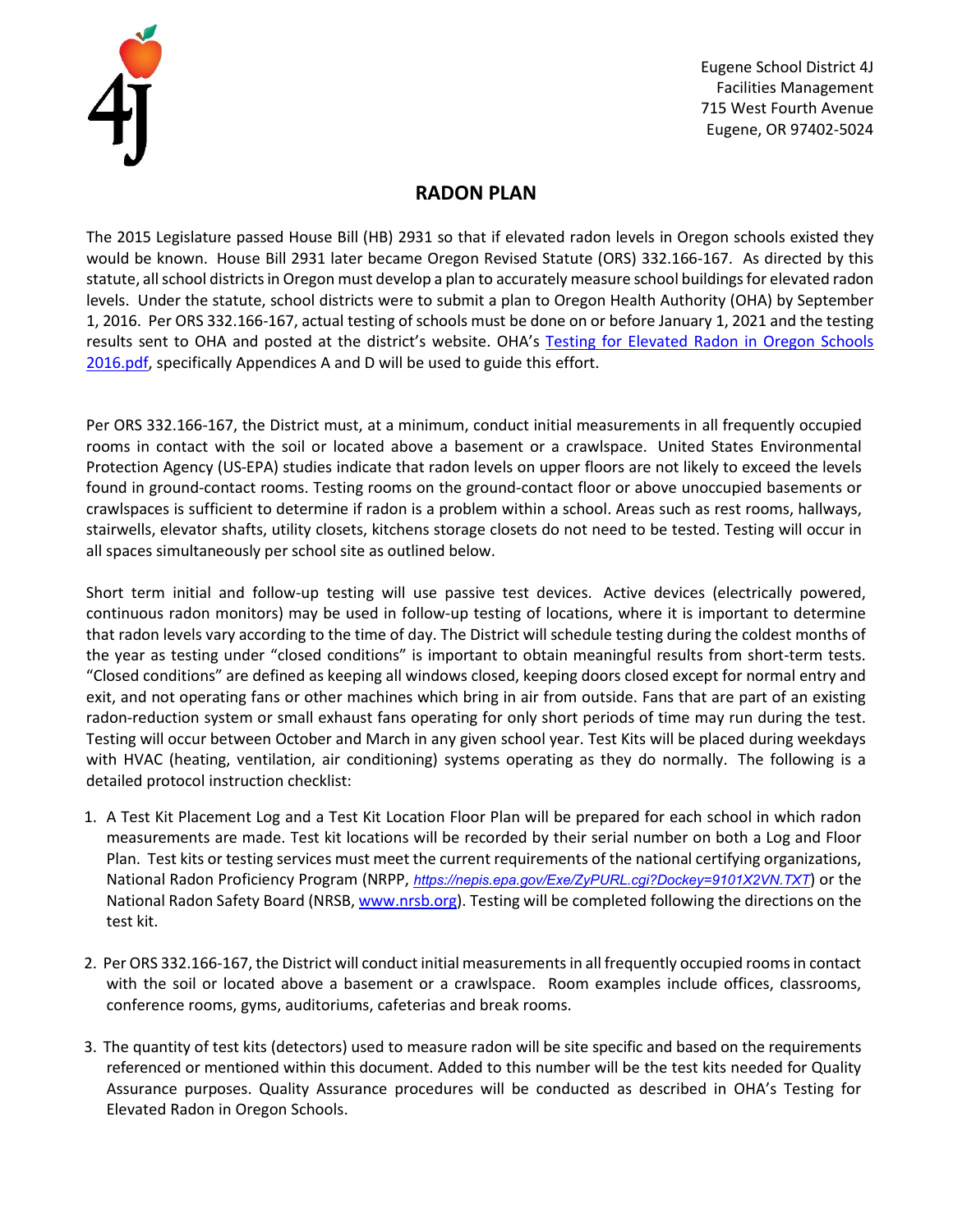Eugene School District 4J
Facilities Management
715 West Fourth Avenue
Eugene, OR 97402-5024

# RADON PLAN

The 2015 Legislature passed House Bill (HB) 2931 so that if elevated radon levels in Oregon schools existed they would be known. House Bill 2931 later became Oregon Revised Statute (ORS) 332.166-167. As directed by this statute, all school districts in Oregon must develop a plan to accurately measure school buildings for elevated radon levels. Under the statute, school districts were to submit a plan to Oregon Health Authority (OHA) by September 1, 2016. Per ORS 332.166-167, actual testing of schools must be done on or before January 1, 2021 and the testing results sent to OHA and posted at the district's website. OHA's Testing for Elevated Radon in Oregon Schools 2016.pdf, specifically Appendices A and D will be used to guide this effort.

Per ORS 332.166-167, the District must, at a minimum, conduct initial measurements in all frequently occupied rooms in contact with the soil or located above a basement or a crawlspace. United States Environmental Protection Agency (US-EPA) studies indicate that radon levels on upper floors are not likely to exceed the levels found in ground-contact rooms. Testing rooms on the ground-contact floor or above unoccupied basements or crawlspaces is sufficient to determine if radon is a problem within a school. Areas such as rest rooms, hallways, stairwells, elevator shafts, utility closets, kitchens storage closets do not need to be tested. Testing will occur in all spaces simultaneously per school site as outlined below.

Short term initial and follow-up testing will use passive test devices. Active devices (electrically powered, continuous radon monitors) may be used in follow-up testing of locations, where it is important to determine that radon levels vary according to the time of day. The District will schedule testing during the coldest months of the year as testing under "closed conditions" is important to obtain meaningful results from short-term tests. "Closed conditions" are defined as keeping all windows closed, keeping doors closed except for normal entry and exit, and not operating fans or other machines which bring in air from outside. Fans that are part of an existing radon-reduction system or small exhaust fans operating for only short periods of time may run during the test. Testing will occur between October and March in any given school year. Test Kits will be placed during weekdays with HVAC (heating, ventilation, air conditioning) systems operating as they do normally. The following is a detailed protocol instruction checklist:

1. A Test Kit Placement Log and a Test Kit Location Floor Plan will be prepared for each school in which radon measurements are made. Test kit locations will be recorded by their serial number on both a Log and Floor Plan. Test kits or testing services must meet the current requirements of the national certifying organizations, National Radon Proficiency Program (NRPP, *https://nepis.epa.gov/Exe/ZyPURL.cgi?Dockey=9101X2VN.TXT*) or the National Radon Safety Board (NRSB, www.nrsb.org). Testing will be completed following the directions on the test kit.

2. Per ORS 332.166-167, the District will conduct initial measurements in all frequently occupied rooms in contact with the soil or located above a basement or a crawlspace. Room examples include offices, classrooms, conference rooms, gyms, auditoriums, cafeterias and break rooms.

3. The quantity of test kits (detectors) used to measure radon will be site specific and based on the requirements referenced or mentioned within this document. Added to this number will be the test kits needed for Quality Assurance purposes. Quality Assurance procedures will be conducted as described in OHA's Testing for Elevated Radon in Oregon Schools.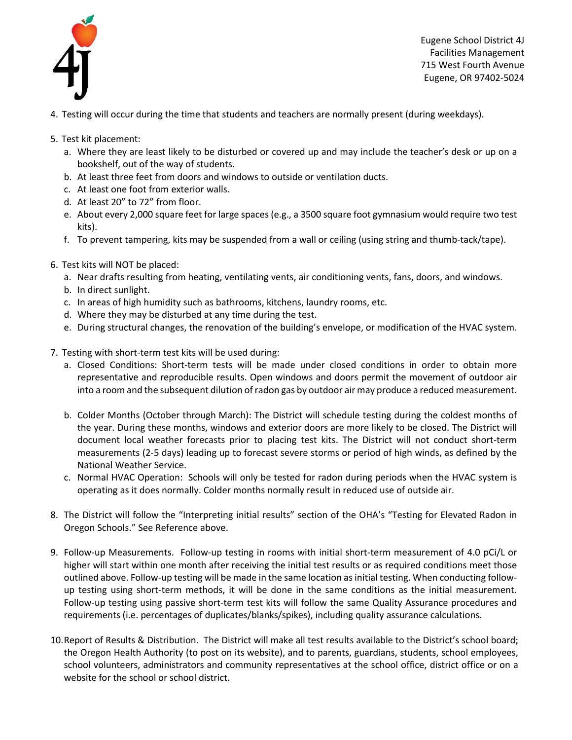4. Testing will occur during the time that students and teachers are normally present (during weekdays).

5. Test kit placement:
   a. Where they are least likely to be disturbed or covered up and may include the teacher's desk or up on a bookshelf, out of the way of students.
   b. At least three feet from doors and windows to outside or ventilation ducts.
   c. At least one foot from exterior walls.
   d. At least 20" to 72" from floor.
   e. About every 2,000 square feet for large spaces (e.g., a 3500 square foot gymnasium would require two test kits).
   f. To prevent tampering, kits may be suspended from a wall or ceiling (using string and thumb-tack/tape).

6. Test kits will NOT be placed:
   a. Near drafts resulting from heating, ventilating vents, air conditioning vents, fans, doors, and windows.
   b. In direct sunlight.
   c. In areas of high humidity such as bathrooms, kitchens, laundry rooms, etc.
   d. Where they may be disturbed at any time during the test.
   e. During structural changes, the renovation of the building's envelope, or modification of the HVAC system.

7. Testing with short-term test kits will be used during:
   a. Closed Conditions: Short-term tests will be made under closed conditions in order to obtain more representative and reproducible results. Open windows and doors permit the movement of outdoor air into a room and the subsequent dilution of radon gas by outdoor air may produce a reduced measurement.

   b. Colder Months (October through March): The District will schedule testing during the coldest months of the year. During these months, windows and exterior doors are more likely to be closed. The District will document local weather forecasts prior to placing test kits. The District will not conduct short-term measurements (2-5 days) leading up to forecast severe storms or period of high winds, as defined by the National Weather Service.
   c. Normal HVAC Operation: Schools will only be tested for radon during periods when the HVAC system is operating as it does normally. Colder months normally result in reduced use of outside air.

8. The District will follow the "Interpreting initial results" section of the OHA's "Testing for Elevated Radon in Oregon Schools." See Reference above.

9. Follow-up Measurements. Follow-up testing in rooms with initial short-term measurement of 4.0 pCi/L or higher will start within one month after receiving the initial test results or as required conditions meet those outlined above. Follow-up testing will be made in the same location as initial testing. When conducting follow-up testing using short-term methods, it will be done in the same conditions as the initial measurement. Follow-up testing using passive short-term test kits will follow the same Quality Assurance procedures and requirements (i.e. percentages of duplicates/blanks/spikes), including quality assurance calculations.

10. Report of Results & Distribution. The District will make all test results available to the District's school board; the Oregon Health Authority (to post on its website), and to parents, guardians, students, school employees, school volunteers, administrators and community representatives at the school office, district office or on a website for the school or school district.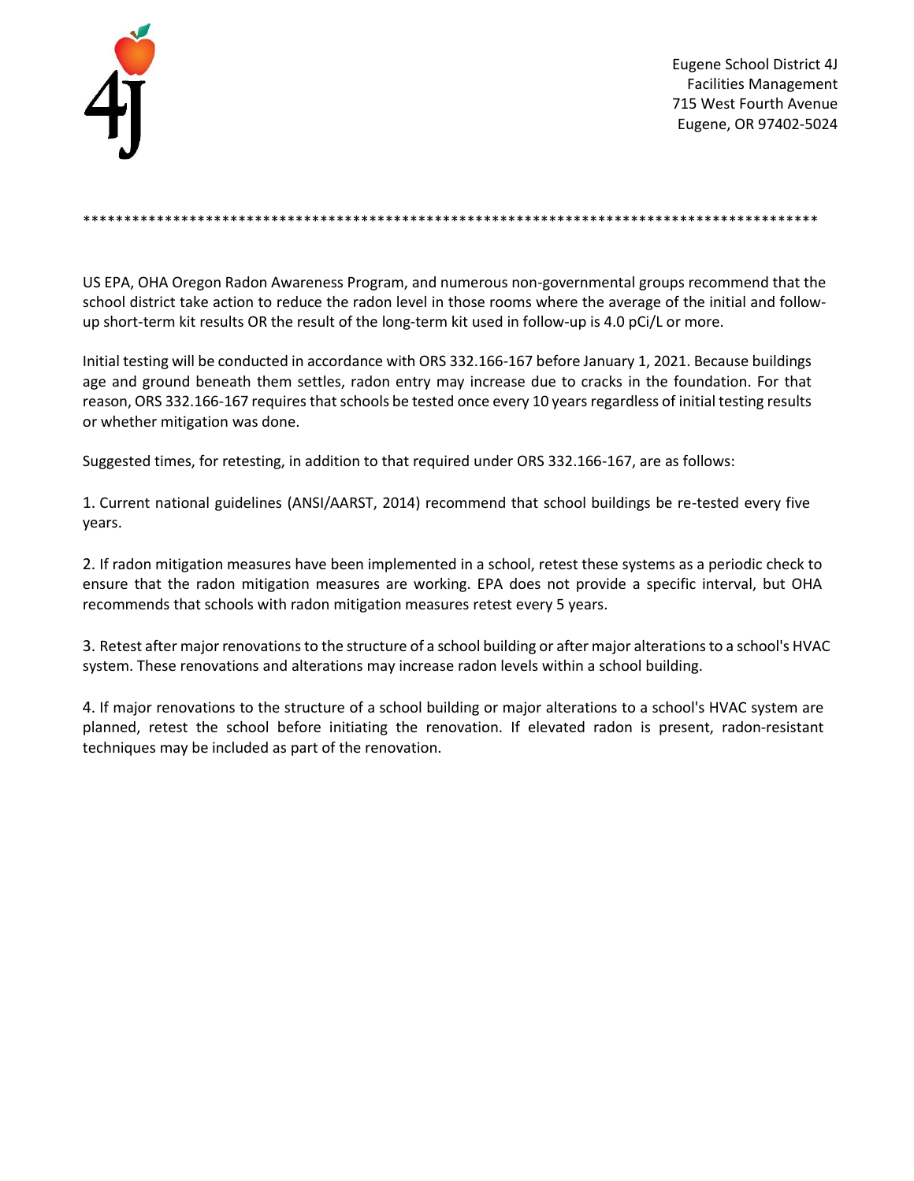Eugene School District 4J
Facilities Management
715 West Fourth Avenue
Eugene, OR 97402-5024

*********************************************************************************************

US EPA, OHA Oregon Radon Awareness Program, and numerous non-governmental groups recommend that the school district take action to reduce the radon level in those rooms where the average of the initial and follow-up short-term kit results OR the result of the long-term kit used in follow-up is 4.0 pCi/L or more.

Initial testing will be conducted in accordance with ORS 332.166-167 before January 1, 2021. Because buildings age and ground beneath them settles, radon entry may increase due to cracks in the foundation. For that reason, ORS 332.166-167 requires that schools be tested once every 10 years regardless of initial testing results or whether mitigation was done.

Suggested times, for retesting, in addition to that required under ORS 332.166-167, are as follows:

1. Current national guidelines (ANSI/AARST, 2014) recommend that school buildings be re-tested every five years.

2. If radon mitigation measures have been implemented in a school, retest these systems as a periodic check to ensure that the radon mitigation measures are working. EPA does not provide a specific interval, but OHA recommends that schools with radon mitigation measures retest every 5 years.

3. Retest after major renovations to the structure of a school building or after major alterations to a school's HVAC system. These renovations and alterations may increase radon levels within a school building.

4. If major renovations to the structure of a school building or major alterations to a school's HVAC system are planned, retest the school before initiating the renovation. If elevated radon is present, radon-resistant techniques may be included as part of the renovation.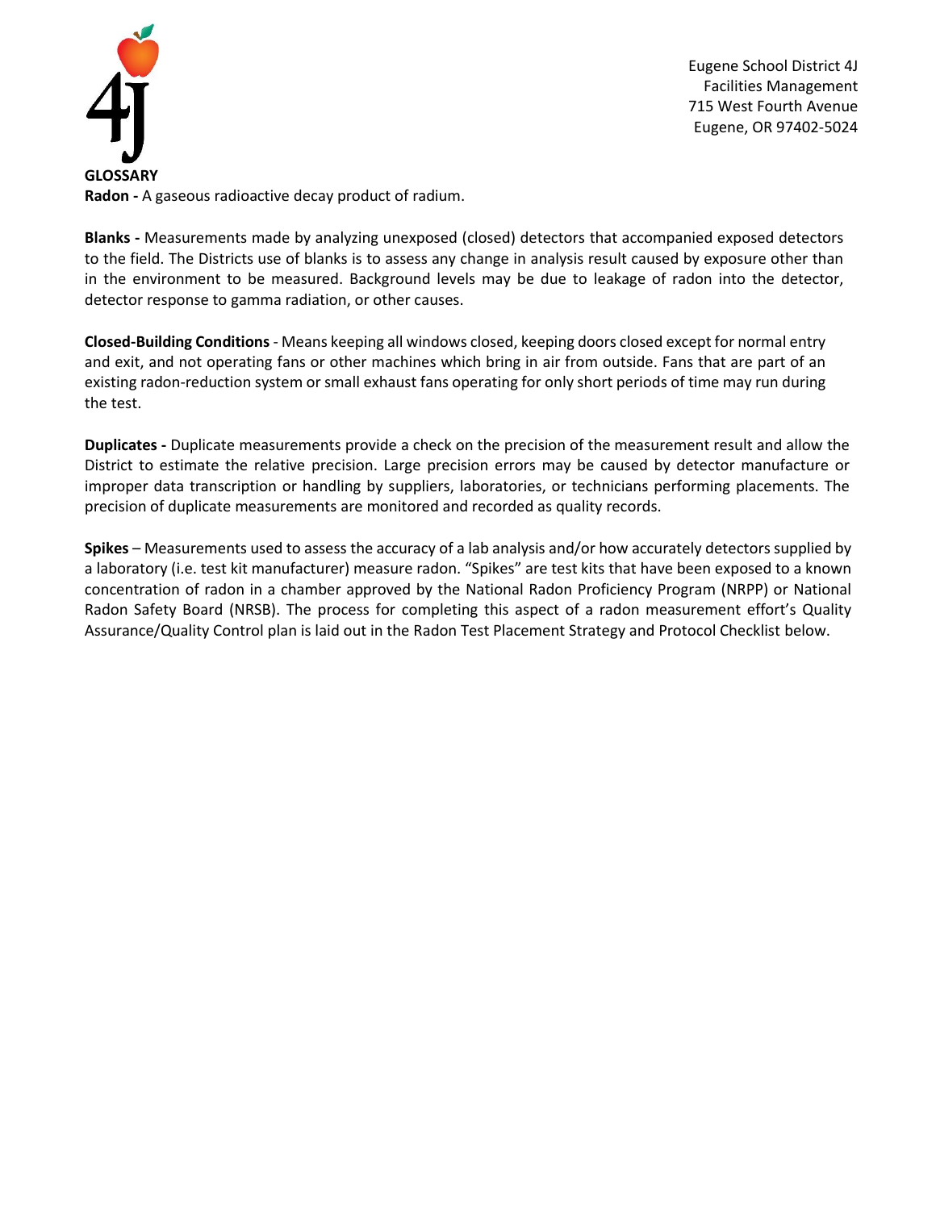Eugene School District 4J
Facilities Management
715 West Fourth Avenue
Eugene, OR 97402-5024

## GLOSSARY

**Radon -** A gaseous radioactive decay product of radium.

**Blanks -** Measurements made by analyzing unexposed (closed) detectors that accompanied exposed detectors to the field. The Districts use of blanks is to assess any change in analysis result caused by exposure other than in the environment to be measured. Background levels may be due to leakage of radon into the detector, detector response to gamma radiation, or other causes.

**Closed-Building Conditions** - Means keeping all windows closed, keeping doors closed except for normal entry and exit, and not operating fans or other machines which bring in air from outside. Fans that are part of an existing radon-reduction system or small exhaust fans operating for only short periods of time may run during the test.

**Duplicates -** Duplicate measurements provide a check on the precision of the measurement result and allow the District to estimate the relative precision. Large precision errors may be caused by detector manufacture or improper data transcription or handling by suppliers, laboratories, or technicians performing placements. The precision of duplicate measurements are monitored and recorded as quality records.

**Spikes** – Measurements used to assess the accuracy of a lab analysis and/or how accurately detectors supplied by a laboratory (i.e. test kit manufacturer) measure radon. "Spikes" are test kits that have been exposed to a known concentration of radon in a chamber approved by the National Radon Proficiency Program (NRPP) or National Radon Safety Board (NRSB). The process for completing this aspect of a radon measurement effort's Quality Assurance/Quality Control plan is laid out in the Radon Test Placement Strategy and Protocol Checklist below.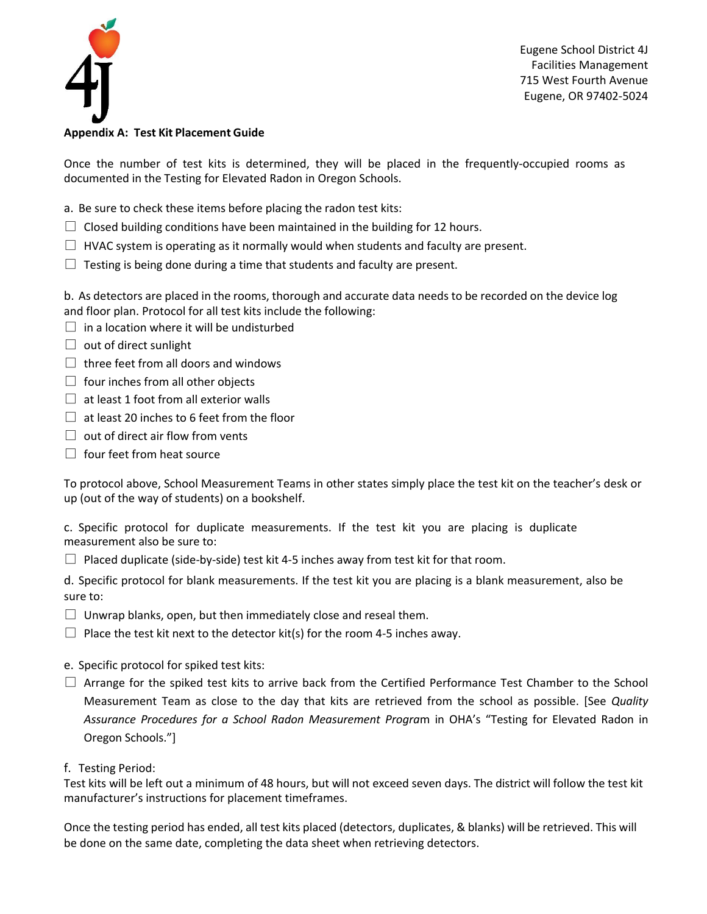Eugene School District 4J
Facilities Management
715 West Fourth Avenue
Eugene, OR 97402-5024

**Appendix A: Test Kit Placement Guide**

Once the number of test kits is determined, they will be placed in the frequently-occupied rooms as documented in the Testing for Elevated Radon in Oregon Schools.

a. Be sure to check these items before placing the radon test kits:

- ☐ Closed building conditions have been maintained in the building for 12 hours.
- ☐ HVAC system is operating as it normally would when students and faculty are present.
- ☐ Testing is being done during a time that students and faculty are present.

b. As detectors are placed in the rooms, thorough and accurate data needs to be recorded on the device log and floor plan. Protocol for all test kits include the following:

- ☐ in a location where it will be undisturbed
- ☐ out of direct sunlight
- ☐ three feet from all doors and windows
- ☐ four inches from all other objects
- ☐ at least 1 foot from all exterior walls
- ☐ at least 20 inches to 6 feet from the floor
- ☐ out of direct air flow from vents
- ☐ four feet from heat source

To protocol above, School Measurement Teams in other states simply place the test kit on the teacher's desk or up (out of the way of students) on a bookshelf.

c. Specific protocol for duplicate measurements. If the test kit you are placing is duplicate measurement also be sure to:

- ☐ Placed duplicate (side-by-side) test kit 4-5 inches away from test kit for that room.

d. Specific protocol for blank measurements. If the test kit you are placing is a blank measurement, also be sure to:

- ☐ Unwrap blanks, open, but then immediately close and reseal them.
- ☐ Place the test kit next to the detector kit(s) for the room 4-5 inches away.

e. Specific protocol for spiked test kits:

- ☐ Arrange for the spiked test kits to arrive back from the Certified Performance Test Chamber to the School Measurement Team as close to the day that kits are retrieved from the school as possible. [See *Quality Assurance Procedures for a School Radon Measurement Program* in OHA's "Testing for Elevated Radon in Oregon Schools."]

f. Testing Period:
Test kits will be left out a minimum of 48 hours, but will not exceed seven days. The district will follow the test kit manufacturer's instructions for placement timeframes.

Once the testing period has ended, all test kits placed (detectors, duplicates, & blanks) will be retrieved. This will be done on the same date, completing the data sheet when retrieving detectors.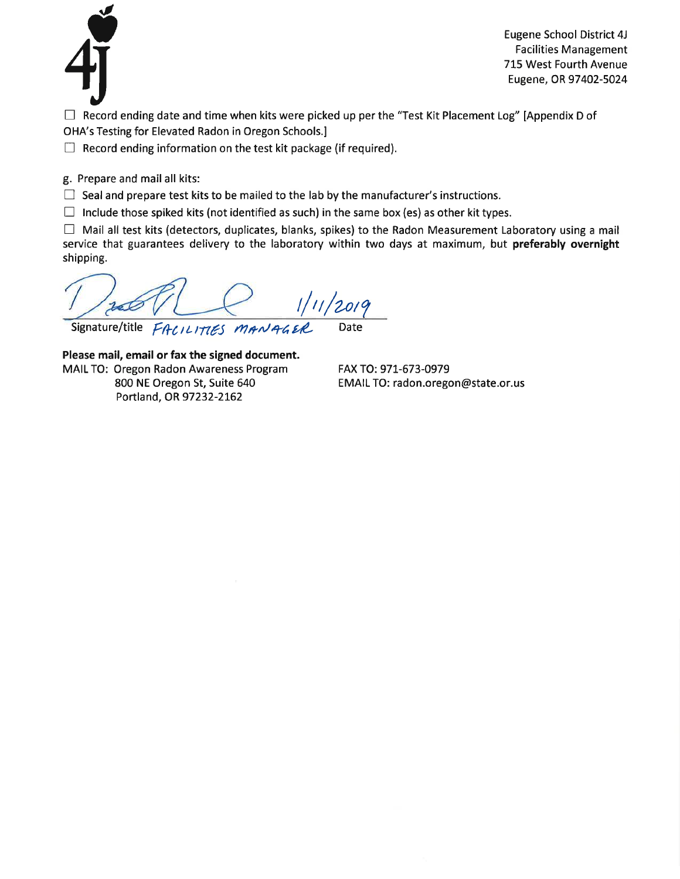Eugene School District 4J
Facilities Management
715 West Fourth Avenue
Eugene, OR 97402-5024

☐ Record ending date and time when kits were picked up per the "Test Kit Placement Log" [Appendix D of OHA's Testing for Elevated Radon in Oregon Schools.]

☐ Record ending information on the test kit package (if required).

g. Prepare and mail all kits:

☐ Seal and prepare test kits to be mailed to the lab by the manufacturer's instructions.

☐ Include those spiked kits (not identified as such) in the same box (es) as other kit types.

☐ Mail all test kits (detectors, duplicates, blanks, spikes) to the Radon Measurement Laboratory using a mail service that guarantees delivery to the laboratory within two days at maximum, but **preferably overnight** shipping.

Signature/title FACILITIES MANAGER    Date 1/11/2019

**Please mail, email or fax the signed document.**

MAIL TO: Oregon Radon Awareness Program
800 NE Oregon St, Suite 640
Portland, OR 97232-2162

FAX TO: 971-673-0979
EMAIL TO: radon.oregon@state.or.us